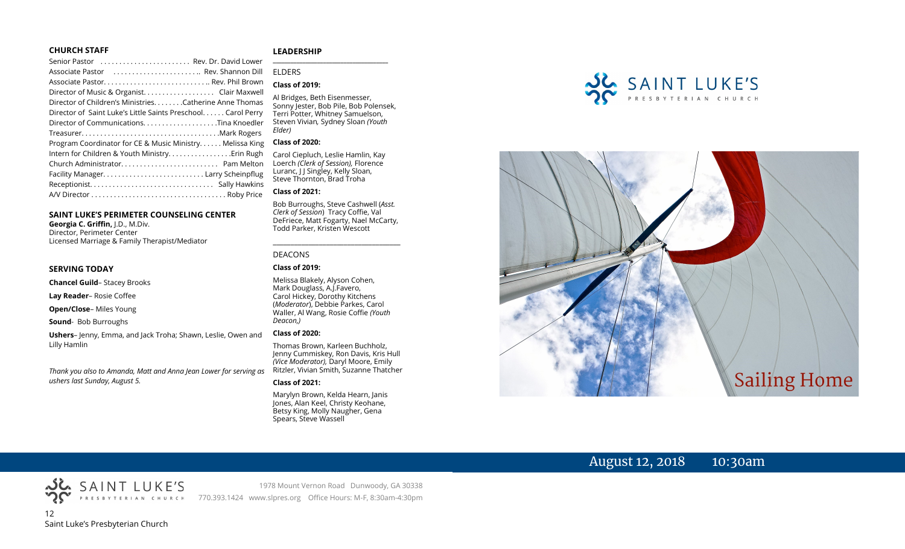## CHURCH STAFF

Senior Pastor . . . . . . . . . . . . . . . . . . . . . . . Rev. Dr. David Lower
Associate Pastor . . . . . . . . . . . . . . . . . . . . . . .. Rev. Shannon Dill
Associate Pastor. . . . . . . . . . . . . . . . . . . . . . . . . . .. Rev. Phil Brown
Director of Music & Organist. . . . . . . . . . . . . . . . . . Clair Maxwell
Director of Children's Ministries. . . . . . . .Catherine Anne Thomas
Director of Saint Luke's Little Saints Preschool. . . . . . Carol Perry
Director of Communications. . . . . . . . . . . . . . . . . . .Tina Knoedler
Treasurer. . . . . . . . . . . . . . . . . . . . . . . . . . . . . . . . . . .Mark Rogers
Program Coordinator for CE & Music Ministry. . . . . . Melissa King
Intern for Children & Youth Ministry. . . . . . . . . . . . . . . .Erin Rugh
Church Administrator. . . . . . . . . . . . . . . . . . . . . . . . . Pam Melton
Facility Manager. . . . . . . . . . . . . . . . . . . . . . . . . . Larry Scheinpflug
Receptionist. . . . . . . . . . . . . . . . . . . . . . . . . . . . . . . . Sally Hawkins
A/V Director . . . . . . . . . . . . . . . . . . . . . . . . . . . . . . . . . . . Roby Price

## SAINT LUKE'S PERIMETER COUNSELING CENTER

**Georgia C. Griffin,** J.D., M.Div.
Director, Perimeter Center
Licensed Marriage & Family Therapist/Mediator

## SERVING TODAY

**Chancel Guild**– Stacey Brooks

**Lay Reader**– Rosie Coffee

**Open/Close**– Miles Young

**Sound**- Bob Burroughs

**Ushers**– Jenny, Emma, and Jack Troha; Shawn, Leslie, Owen and Lilly Hamlin

*Thank you also to Amanda, Matt and Anna Jean Lower for serving as ushers last Sunday, August 5.*

## LEADERSHIP

ELDERS

**Class of 2019:**

Al Bridges, Beth Eisenmesser, Sonny Jester, Bob Pile, Bob Polensek, Terri Potter, Whitney Samuelson, Steven Vivian*,* Sydney Sloan *(Youth Elder)*

**Class of 2020:**

Carol Ciepluch, Leslie Hamlin, Kay Loerch *(Clerk of Session),* Florence Luranc, J J Singley, Kelly Sloan, Steve Thornton, Brad Troha

**Class of 2021:**

Bob Burroughs, Steve Cashwell (*Asst. Clerk of Session*) Tracy Coffie, Val DeFriece, Matt Fogarty, Nael McCarty, Todd Parker, Kristen Wescott

DEACONS

**Class of 2019:**

Melissa Blakely, Alyson Cohen, Mark Douglass, A.J.Favero, Carol Hickey, Dorothy Kitchens (*Moderator*), Debbie Parkes, Carol Waller, Al Wang, Rosie Coffie *(Youth Deacon,)*

**Class of 2020:**

Thomas Brown, Karleen Buchholz, Jenny Cummiskey, Ron Davis, Kris Hull *(Vice Moderator),* Daryl Moore, Emily Ritzler, Vivian Smith, Suzanne Thatcher

**Class of 2021:**

Marylyn Brown, Kelda Hearn, Janis Jones, Alan Keel, Christy Keohane, Betsy King, Molly Naugher, Gena Spears, Steve Wassell

SAINT LUKE'S PRESBYTERIAN CHURCH

1978 Mount Vernon Road Dunwoody, GA 30338
770.393.1424 www.slpres.org Office Hours: M-F, 8:30am-4:30pm

Saint Luke's Presbyterian Church

# SAINT LUKE'S PRESBYTERIAN CHURCH

# Sailing Home

August 12, 2018 10:30am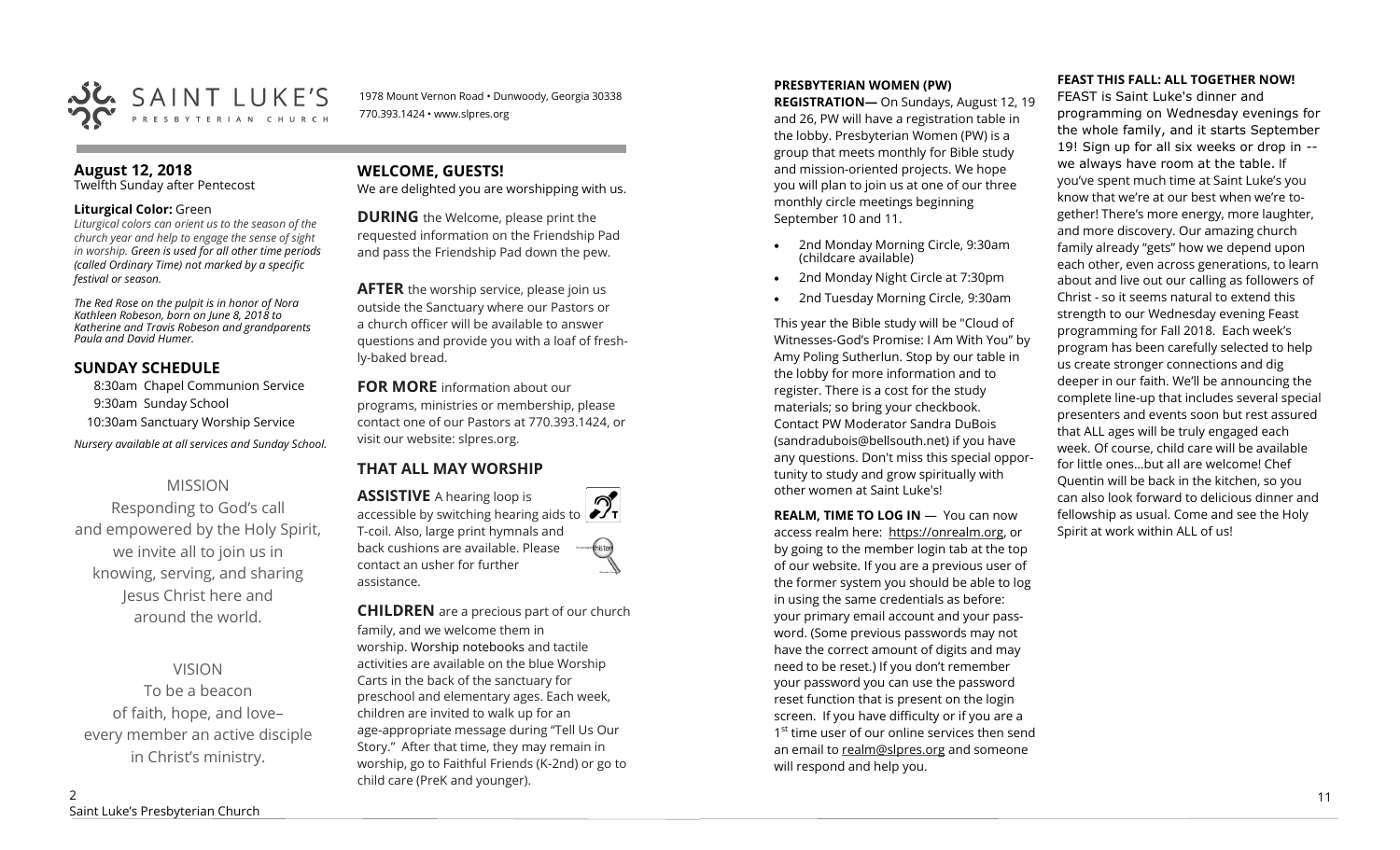SAINT LUKE'S PRESBYTERIAN CHURCH

1978 Mount Vernon Road • Dunwoody, Georgia 30338
770.393.1424 • www.slpres.org

## August 12, 2018

Twelfth Sunday after Pentecost

**Liturgical Color:** Green

*Liturgical colors can orient us to the season of the church year and help to engage the sense of sight in worship. Green is used for all other time periods (called Ordinary Time) not marked by a specific festival or season.*

*The Red Rose on the pulpit is in honor of Nora Kathleen Robeson, born on June 8, 2018 to Katherine and Travis Robeson and grandparents Paula and David Humer.*

## SUNDAY SCHEDULE

8:30am Chapel Communion Service
9:30am Sunday School
10:30am Sanctuary Worship Service

*Nursery available at all services and Sunday School.*

MISSION

Responding to God's call and empowered by the Holy Spirit, we invite all to join us in knowing, serving, and sharing Jesus Christ here and around the world.

VISION

To be a beacon of faith, hope, and love– every member an active disciple in Christ's ministry.

## WELCOME, GUESTS!

We are delighted you are worshipping with us.

**DURING** the Welcome, please print the requested information on the Friendship Pad and pass the Friendship Pad down the pew.

**AFTER** the worship service, please join us outside the Sanctuary where our Pastors or a church officer will be available to answer questions and provide you with a loaf of freshly-baked bread.

**FOR MORE** information about our programs, ministries or membership, please contact one of our Pastors at 770.393.1424, or visit our website: slpres.org.

## THAT ALL MAY WORSHIP

**ASSISTIVE** A hearing loop is accessible by switching hearing aids to T-coil. Also, large print hymnals and back cushions are available. Please contact an usher for further assistance.

**CHILDREN** are a precious part of our church family, and we welcome them in worship. Worship notebooks and tactile activities are available on the blue Worship Carts in the back of the sanctuary for preschool and elementary ages. Each week, children are invited to walk up for an age-appropriate message during "Tell Us Our Story." After that time, they may remain in worship, go to Faithful Friends (K-2nd) or go to child care (PreK and younger).

**PRESBYTERIAN WOMEN (PW) REGISTRATION—** On Sundays, August 12, 19 and 26, PW will have a registration table in the lobby. Presbyterian Women (PW) is a group that meets monthly for Bible study and mission-oriented projects. We hope you will plan to join us at one of our three monthly circle meetings beginning September 10 and 11.

- 2nd Monday Morning Circle, 9:30am (childcare available)
- 2nd Monday Night Circle at 7:30pm
- 2nd Tuesday Morning Circle, 9:30am

This year the Bible study will be "Cloud of Witnesses-God's Promise: I Am With You" by Amy Poling Sutherlun. Stop by our table in the lobby for more information and to register. There is a cost for the study materials; so bring your checkbook. Contact PW Moderator Sandra DuBois (sandradubois@bellsouth.net) if you have any questions. Don't miss this special opportunity to study and grow spiritually with other women at Saint Luke's!

**REALM, TIME TO LOG IN** — You can now access realm here: https://onrealm.org, or by going to the member login tab at the top of our website. If you are a previous user of the former system you should be able to log in using the same credentials as before: your primary email account and your password. (Some previous passwords may not have the correct amount of digits and may need to be reset.) If you don't remember your password you can use the password reset function that is present on the login screen. If you have difficulty or if you are a 1st time user of our online services then send an email to realm@slpres.org and someone will respond and help you.

**FEAST THIS FALL: ALL TOGETHER NOW!**

FEAST is Saint Luke's dinner and programming on Wednesday evenings for the whole family, and it starts September 19! Sign up for all six weeks or drop in -- we always have room at the table. If you've spent much time at Saint Luke's you know that we're at our best when we're together! There's more energy, more laughter, and more discovery. Our amazing church family already "gets" how we depend upon each other, even across generations, to learn about and live out our calling as followers of Christ - so it seems natural to extend this strength to our Wednesday evening Feast programming for Fall 2018. Each week's program has been carefully selected to help us create stronger connections and dig deeper in our faith. We'll be announcing the complete line-up that includes several special presenters and events soon but rest assured that ALL ages will be truly engaged each week. Of course, child care will be available for little ones…but all are welcome! Chef Quentin will be back in the kitchen, so you can also look forward to delicious dinner and fellowship as usual. Come and see the Holy Spirit at work within ALL of us!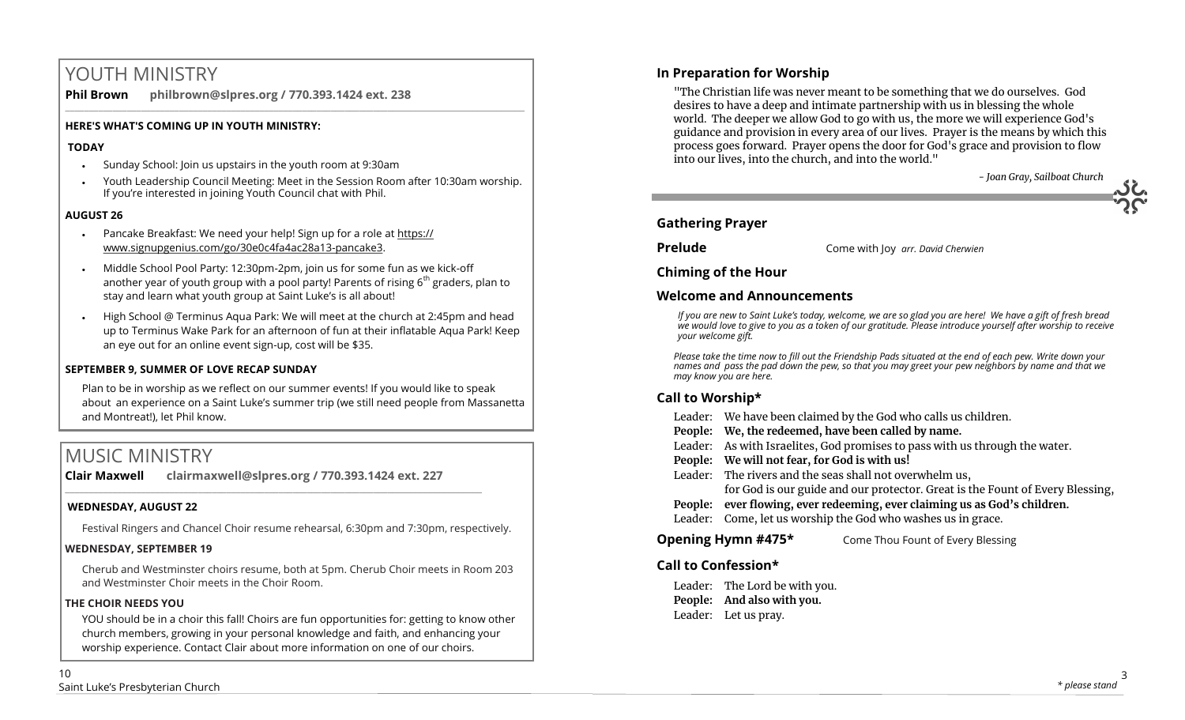# YOUTH MINISTRY

**Phil Brown philbrown@slpres.org / 770.393.1424 ext. 238**

**HERE'S WHAT'S COMING UP IN YOUTH MINISTRY:**

**TODAY**

- Sunday School: Join us upstairs in the youth room at 9:30am
- Youth Leadership Council Meeting: Meet in the Session Room after 10:30am worship. If you're interested in joining Youth Council chat with Phil.

**AUGUST 26**

- Pancake Breakfast: We need your help! Sign up for a role at https://www.signupgenius.com/go/30e0c4fa4ac28a13-pancake3.
- Middle School Pool Party: 12:30pm-2pm, join us for some fun as we kick-off another year of youth group with a pool party! Parents of rising 6th graders, plan to stay and learn what youth group at Saint Luke's is all about!
- High School @ Terminus Aqua Park: We will meet at the church at 2:45pm and head up to Terminus Wake Park for an afternoon of fun at their inflatable Aqua Park! Keep an eye out for an online event sign-up, cost will be $35.

**SEPTEMBER 9, SUMMER OF LOVE RECAP SUNDAY**

Plan to be in worship as we reflect on our summer events! If you would like to speak about an experience on a Saint Luke's summer trip (we still need people from Massanetta and Montreat!), let Phil know.

# MUSIC MINISTRY

**Clair Maxwell clairmaxwell@slpres.org / 770.393.1424 ext. 227**

**WEDNESDAY, AUGUST 22**

Festival Ringers and Chancel Choir resume rehearsal, 6:30pm and 7:30pm, respectively.

**WEDNESDAY, SEPTEMBER 19**

Cherub and Westminster choirs resume, both at 5pm. Cherub Choir meets in Room 203 and Westminster Choir meets in the Choir Room.

**THE CHOIR NEEDS YOU**

YOU should be in a choir this fall! Choirs are fun opportunities for: getting to know other church members, growing in your personal knowledge and faith, and enhancing your worship experience. Contact Clair about more information on one of our choirs.

## In Preparation for Worship

"The Christian life was never meant to be something that we do ourselves. God desires to have a deep and intimate partnership with us in blessing the whole world. The deeper we allow God to go with us, the more we will experience God's guidance and provision in every area of our lives. Prayer is the means by which this process goes forward. Prayer opens the door for God's grace and provision to flow into our lives, into the church, and into the world."

*- Joan Gray, Sailboat Church*

## Gathering Prayer

**Prelude** Come with Joy *arr. David Cherwien*

## Chiming of the Hour

## Welcome and Announcements

*If you are new to Saint Luke's today, welcome, we are so glad you are here! We have a gift of fresh bread we would love to give to you as a token of our gratitude. Please introduce yourself after worship to receive your welcome gift.*

*Please take the time now to fill out the Friendship Pads situated at the end of each pew. Write down your names and pass the pad down the pew, so that you may greet your pew neighbors by name and that we may know you are here.*

## Call to Worship*

Leader: We have been claimed by the God who calls us children.
**People: We, the redeemed, have been called by name.**
Leader: As with Israelites, God promises to pass with us through the water.
**People: We will not fear, for God is with us!**
Leader: The rivers and the seas shall not overwhelm us,
for God is our guide and our protector. Great is the Fount of Every Blessing,
**People: ever flowing, ever redeeming, ever claiming us as God's children.**
Leader: Come, let us worship the God who washes us in grace.

**Opening Hymn #475*** Come Thou Fount of Every Blessing

## Call to Confession*

Leader: The Lord be with you.
**People: And also with you.**
Leader: Let us pray.

*\* please stand*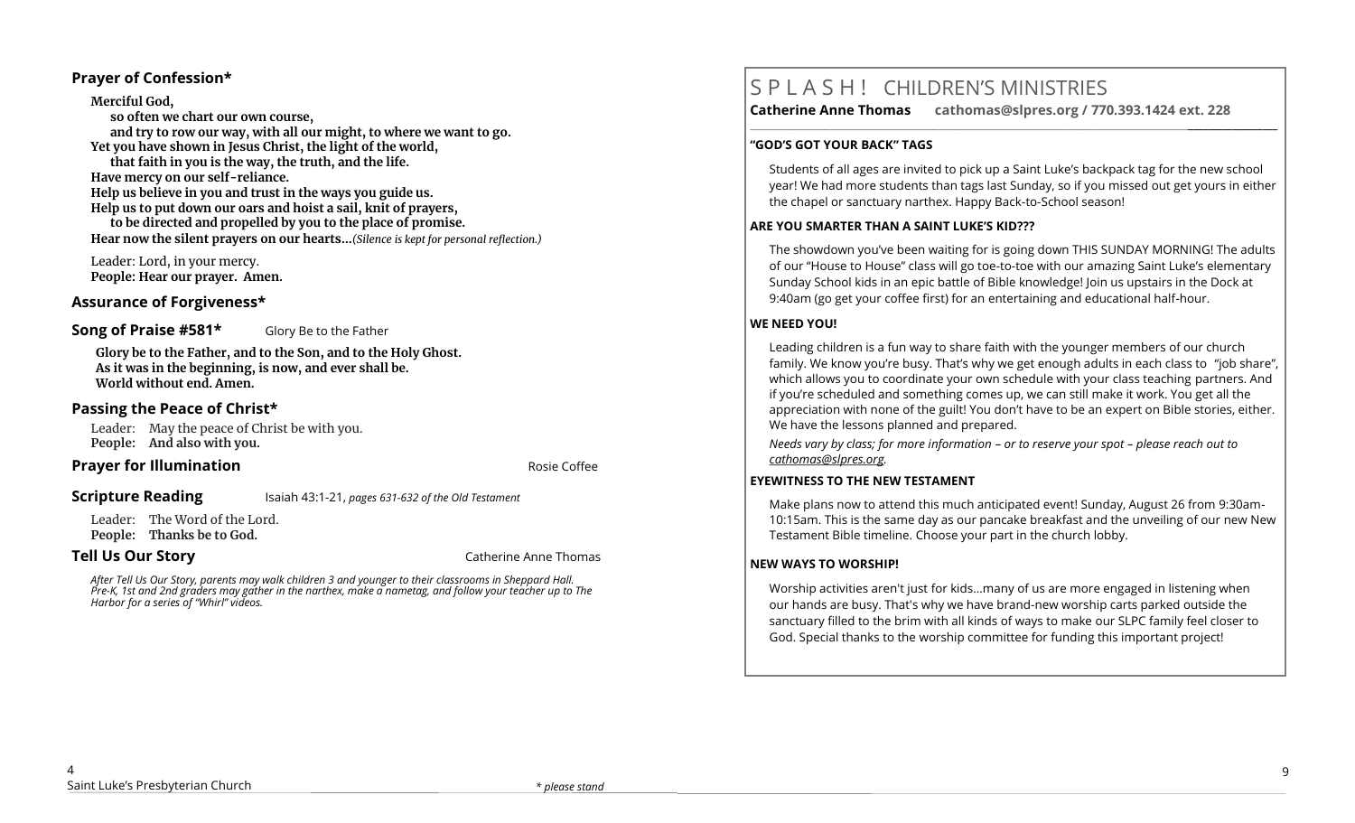## Prayer of Confession*

**Merciful God,**
**so often we chart our own course,**
**and try to row our way, with all our might, to where we want to go.**
**Yet you have shown in Jesus Christ, the light of the world,**
**that faith in you is the way, the truth, and the life.**
**Have mercy on our self-reliance.**
**Help us believe in you and trust in the ways you guide us.**
**Help us to put down our oars and hoist a sail, knit of prayers,**
**to be directed and propelled by you to the place of promise.**
**Hear now the silent prayers on our hearts…***(Silence is kept for personal reflection.)*

Leader: Lord, in your mercy.
**People: Hear our prayer. Amen.**

## Assurance of Forgiveness*

## Song of Praise #581* Glory Be to the Father

**Glory be to the Father, and to the Son, and to the Holy Ghost.**
**As it was in the beginning, is now, and ever shall be.**
**World without end. Amen.**

## Passing the Peace of Christ*

Leader: May the peace of Christ be with you.
**People: And also with you.**

## Prayer for Illumination — Rosie Coffee

## Scripture Reading — Isaiah 43:1-21, *pages 631-632 of the Old Testament*

Leader: The Word of the Lord.
**People: Thanks be to God.**

## Tell Us Our Story — Catherine Anne Thomas

*After Tell Us Our Story, parents may walk children 3 and younger to their classrooms in Sheppard Hall. Pre-K, 1st and 2nd graders may gather in the narthex, make a nametag, and follow your teacher up to The Harbor for a series of "Whirl" videos.*

*\* please stand*

# S P L A S H ! CHILDREN'S MINISTRIES

**Catherine Anne Thomas cathomas@slpres.org / 770.393.1424 ext. 228**

### "GOD'S GOT YOUR BACK" TAGS

Students of all ages are invited to pick up a Saint Luke's backpack tag for the new school year! We had more students than tags last Sunday, so if you missed out get yours in either the chapel or sanctuary narthex. Happy Back-to-School season!

### ARE YOU SMARTER THAN A SAINT LUKE'S KID???

The showdown you've been waiting for is going down THIS SUNDAY MORNING! The adults of our "House to House" class will go toe-to-toe with our amazing Saint Luke's elementary Sunday School kids in an epic battle of Bible knowledge! Join us upstairs in the Dock at 9:40am (go get your coffee first) for an entertaining and educational half-hour.

### WE NEED YOU!

Leading children is a fun way to share faith with the younger members of our church family. We know you're busy. That's why we get enough adults in each class to "job share", which allows you to coordinate your own schedule with your class teaching partners. And if you're scheduled and something comes up, we can still make it work. You get all the appreciation with none of the guilt! You don't have to be an expert on Bible stories, either. We have the lessons planned and prepared.

*Needs vary by class; for more information – or to reserve your spot – please reach out to cathomas@slpres.org.*

### EYEWITNESS TO THE NEW TESTAMENT

Make plans now to attend this much anticipated event! Sunday, August 26 from 9:30am-10:15am. This is the same day as our pancake breakfast and the unveiling of our new New Testament Bible timeline. Choose your part in the church lobby.

### NEW WAYS TO WORSHIP!

Worship activities aren't just for kids…many of us are more engaged in listening when our hands are busy. That's why we have brand-new worship carts parked outside the sanctuary filled to the brim with all kinds of ways to make our SLPC family feel closer to God. Special thanks to the worship committee for funding this important project!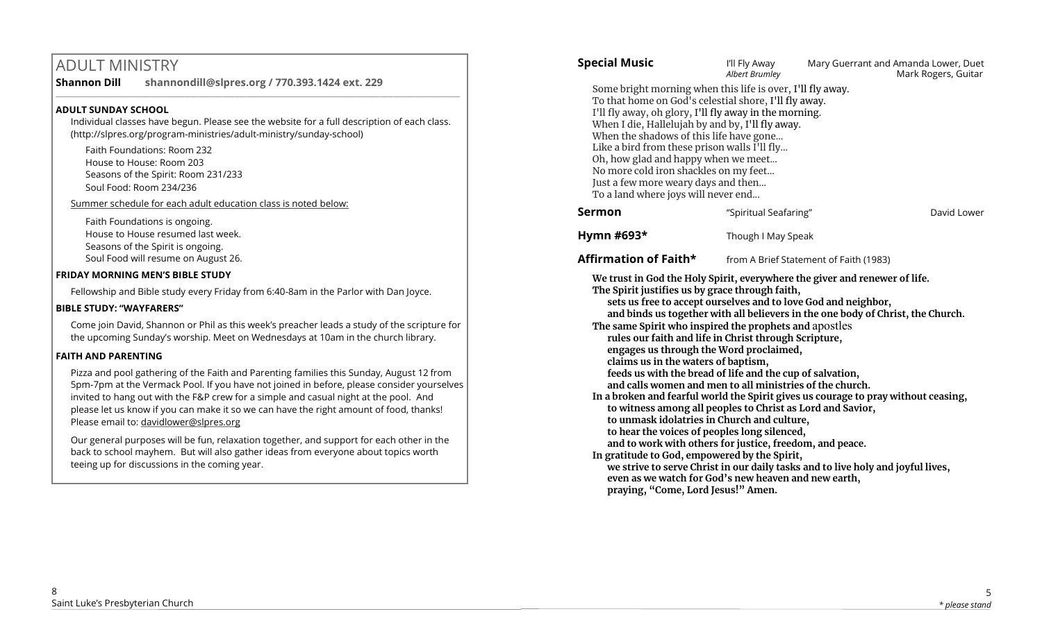# ADULT MINISTRY

**Shannon Dill** **shannondill@slpres.org / 770.393.1424 ext. 229**

### ADULT SUNDAY SCHOOL

Individual classes have begun. Please see the website for a full description of each class. (http://slpres.org/program-ministries/adult-ministry/sunday-school)

Faith Foundations: Room 232
House to House: Room 203
Seasons of the Spirit: Room 231/233
Soul Food: Room 234/236

Summer schedule for each adult education class is noted below:

Faith Foundations is ongoing.
House to House resumed last week.
Seasons of the Spirit is ongoing.
Soul Food will resume on August 26.

### FRIDAY MORNING MEN'S BIBLE STUDY

Fellowship and Bible study every Friday from 6:40-8am in the Parlor with Dan Joyce.

### BIBLE STUDY: "WAYFARERS"

Come join David, Shannon or Phil as this week's preacher leads a study of the scripture for the upcoming Sunday's worship. Meet on Wednesdays at 10am in the church library.

### FAITH AND PARENTING

Pizza and pool gathering of the Faith and Parenting families this Sunday, August 12 from 5pm-7pm at the Vermack Pool. If you have not joined in before, please consider yourselves invited to hang out with the F&P crew for a simple and casual night at the pool. And please let us know if you can make it so we can have the right amount of food, thanks! Please email to: davidlower@slpres.org

Our general purposes will be fun, relaxation together, and support for each other in the back to school mayhem. But will also gather ideas from everyone about topics worth teeing up for discussions in the coming year.

**Special Music** I'll Fly Away *Albert Brumley* — Mary Guerrant and Amanda Lower, Duet; Mark Rogers, Guitar

Some bright morning when this life is over, I'll fly away.
To that home on God's celestial shore, I'll fly away.
I'll fly away, oh glory, I'll fly away in the morning.
When I die, Hallelujah by and by, I'll fly away.
When the shadows of this life have gone...
Like a bird from these prison walls I'll fly...
Oh, how glad and happy when we meet...
No more cold iron shackles on my feet...
Just a few more weary days and then...
To a land where joys will never end...

**Sermon** "Spiritual Seafaring" — David Lower

**Hymn #693*** Though I May Speak

**Affirmation of Faith*** from A Brief Statement of Faith (1983)

**We trust in God the Holy Spirit, everywhere the giver and renewer of life.**
**The Spirit justifies us by grace through faith,**
**sets us free to accept ourselves and to love God and neighbor,**
**and binds us together with all believers in the one body of Christ, the Church.**
**The same Spirit who inspired the prophets and** apostles
**rules our faith and life in Christ through Scripture,**
**engages us through the Word proclaimed,**
**claims us in the waters of baptism,**
**feeds us with the bread of life and the cup of salvation,**
**and calls women and men to all ministries of the church.**
**In a broken and fearful world the Spirit gives us courage to pray without ceasing,**
**to witness among all peoples to Christ as Lord and Savior,**
**to unmask idolatries in Church and culture,**
**to hear the voices of peoples long silenced,**
**and to work with others for justice, freedom, and peace.**
**In gratitude to God, empowered by the Spirit,**
**we strive to serve Christ in our daily tasks and to live holy and joyful lives,**
**even as we watch for God's new heaven and new earth,**
**praying, "Come, Lord Jesus!" Amen.**

*\* please stand*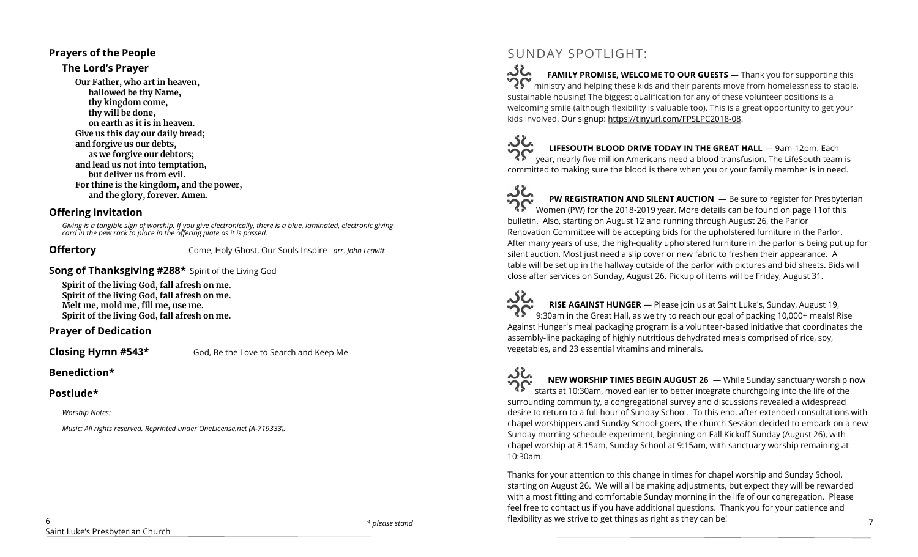## Prayers of the People

### The Lord's Prayer

**Our Father, who art in heaven,**
**hallowed be thy Name,**
**thy kingdom come,**
**thy will be done,**
**on earth as it is in heaven.**
**Give us this day our daily bread;**
**and forgive us our debts,**
**as we forgive our debtors;**
**and lead us not into temptation,**
**but deliver us from evil.**
**For thine is the kingdom, and the power,**
**and the glory, forever. Amen.**

### Offering Invitation

*Giving is a tangible sign of worship. If you give electronically, there is a blue, laminated, electronic giving card in the pew rack to place in the offering plate as it is passed.*

**Offertory** Come, Holy Ghost, Our Souls Inspire *arr. John Leavitt*

**Song of Thanksgiving #288*** Spirit of the Living God

**Spirit of the living God, fall afresh on me.**
**Spirit of the living God, fall afresh on me.**
**Melt me, mold me, fill me, use me.**
**Spirit of the living God, fall afresh on me.**

### Prayer of Dedication

**Closing Hymn #543*** God, Be the Love to Search and Keep Me

### Benediction*

### Postlude*

*Worship Notes:*

*Music: All rights reserved. Reprinted under OneLicense.net (A-719333).*

*\* please stand*

## SUNDAY SPOTLIGHT:

**FAMILY PROMISE, WELCOME TO OUR GUESTS** — Thank you for supporting this ministry and helping these kids and their parents move from homelessness to stable, sustainable housing! The biggest qualification for any of these volunteer positions is a welcoming smile (although flexibility is valuable too). This is a great opportunity to get your kids involved. Our signup: https://tinyurl.com/FPSLPC2018-08.

**LIFESOUTH BLOOD DRIVE TODAY IN THE GREAT HALL** — 9am-12pm. Each year, nearly five million Americans need a blood transfusion. The LifeSouth team is committed to making sure the blood is there when you or your family member is in need.

**PW REGISTRATION AND SILENT AUCTION** — Be sure to register for Presbyterian Women (PW) for the 2018-2019 year. More details can be found on page 11of this bulletin. Also, starting on August 12 and running through August 26, the Parlor Renovation Committee will be accepting bids for the upholstered furniture in the Parlor. After many years of use, the high-quality upholstered furniture in the parlor is being put up for silent auction. Most just need a slip cover or new fabric to freshen their appearance. A table will be set up in the hallway outside of the parlor with pictures and bid sheets. Bids will close after services on Sunday, August 26. Pickup of items will be Friday, August 31.

**RISE AGAINST HUNGER** — Please join us at Saint Luke's, Sunday, August 19, 9:30am in the Great Hall, as we try to reach our goal of packing 10,000+ meals! Rise Against Hunger's meal packaging program is a volunteer-based initiative that coordinates the assembly-line packaging of highly nutritious dehydrated meals comprised of rice, soy, vegetables, and 23 essential vitamins and minerals.

**NEW WORSHIP TIMES BEGIN AUGUST 26** — While Sunday sanctuary worship now starts at 10:30am, moved earlier to better integrate churchgoing into the life of the surrounding community, a congregational survey and discussions revealed a widespread desire to return to a full hour of Sunday School. To this end, after extended consultations with chapel worshippers and Sunday School-goers, the church Session decided to embark on a new Sunday morning schedule experiment, beginning on Fall Kickoff Sunday (August 26), with chapel worship at 8:15am, Sunday School at 9:15am, with sanctuary worship remaining at 10:30am.

Thanks for your attention to this change in times for chapel worship and Sunday School, starting on August 26. We will all be making adjustments, but expect they will be rewarded with a most fitting and comfortable Sunday morning in the life of our congregation. Please feel free to contact us if you have additional questions. Thank you for your patience and flexibility as we strive to get things as right as they can be!